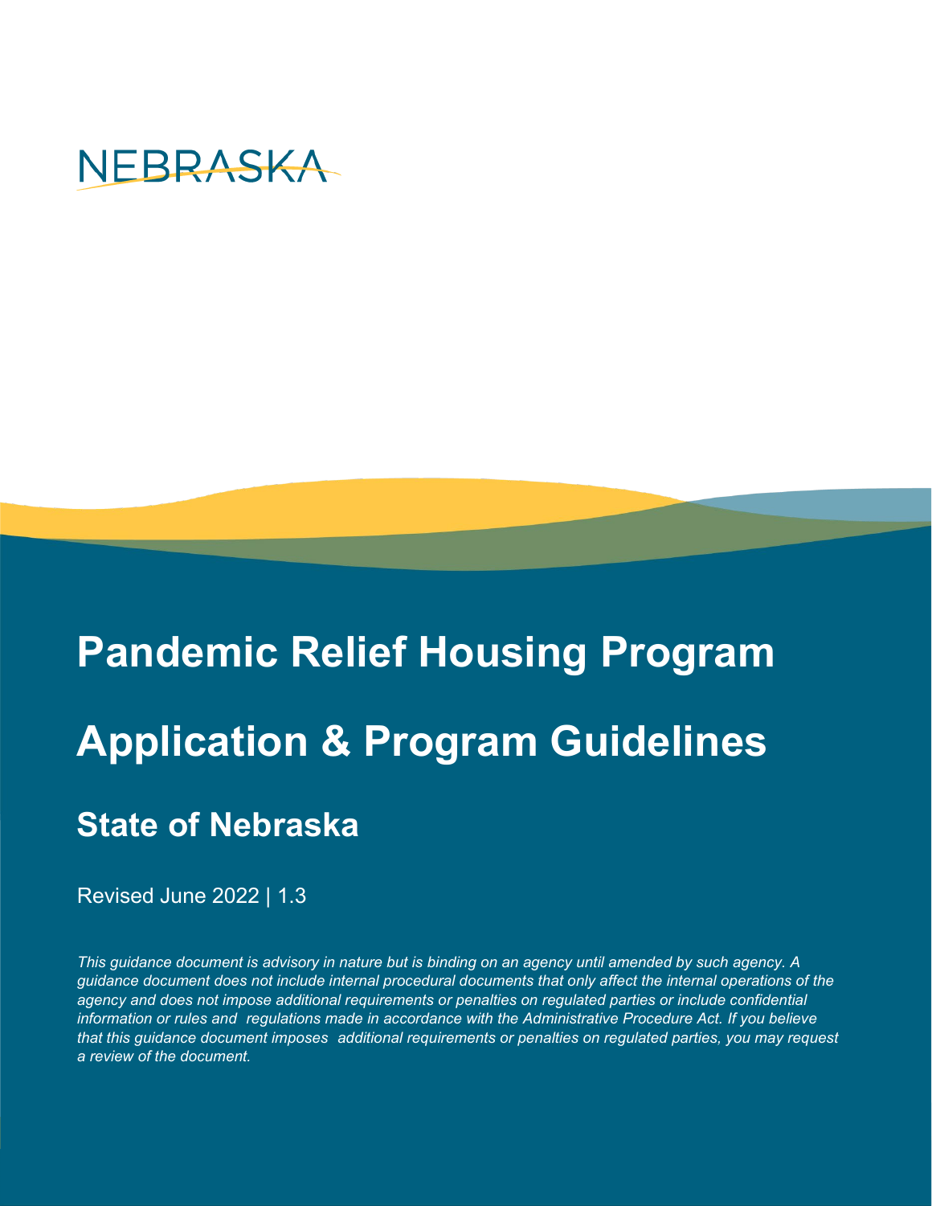NEBRASKA

# Pandemic Relief Housing Program

# Application & Program Guidelines

## State of Nebraska

Revised June 2022 | 1.3

*This guidance document is advisory in nature but is binding on an agency until amended by such agency. A guidance document does not include internal procedural documents that only affect the internal operations of the agency and does not impose additional requirements or penalties on regulated parties or include confidential information or rules and regulations made in accordance with the Administrative Procedure Act. If you believe that this guidance document imposes additional requirements or penalties on regulated parties, you may request a review of the document.*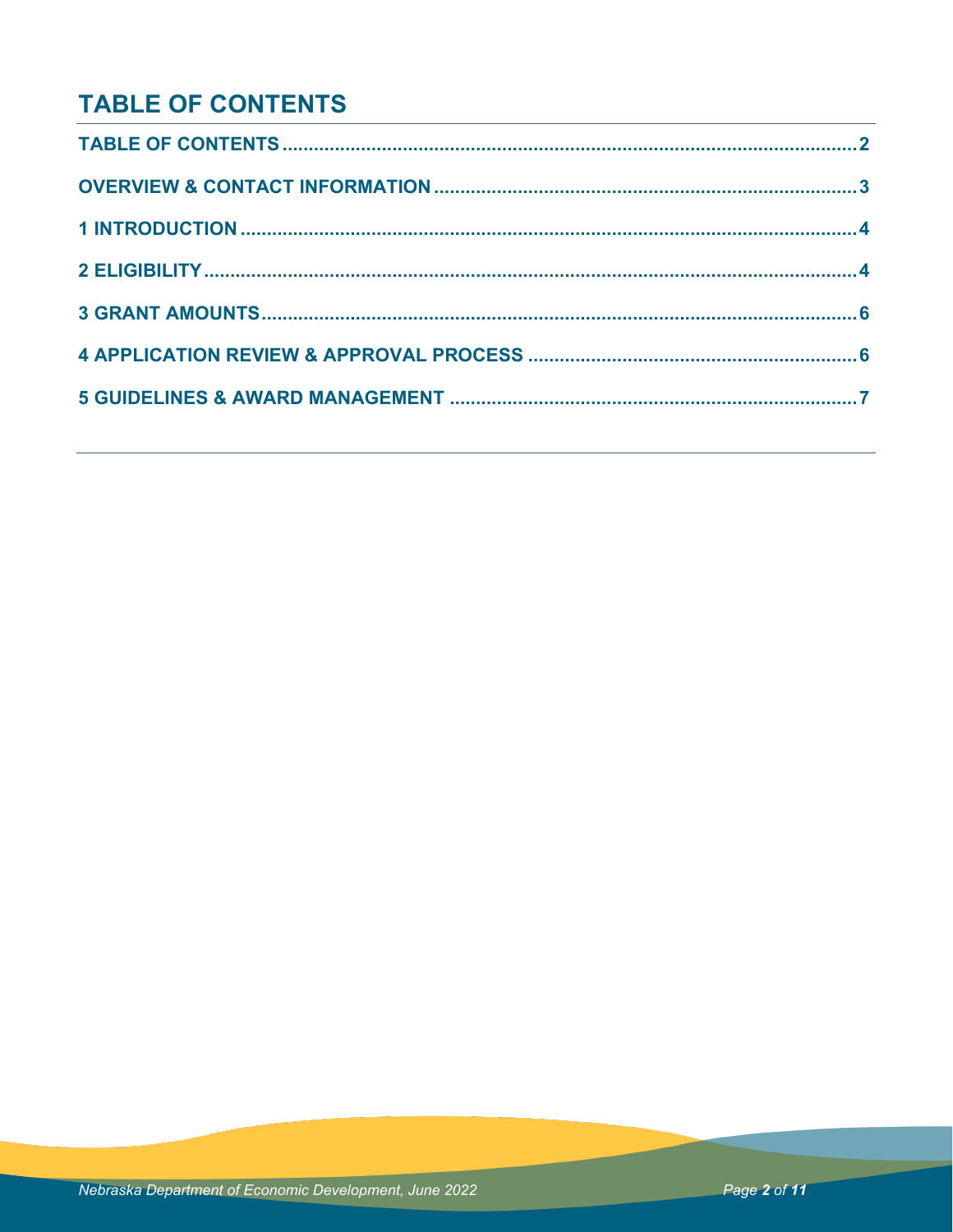# TABLE OF CONTENTS

**TABLE OF CONTENTS** .......... 2

**OVERVIEW & CONTACT INFORMATION** .......... 3

**1 INTRODUCTION** .......... 4

**2 ELIGIBILITY** .......... 4

**3 GRANT AMOUNTS** .......... 6

**4 APPLICATION REVIEW & APPROVAL PROCESS** .......... 6

**5 GUIDELINES & AWARD MANAGEMENT** .......... 7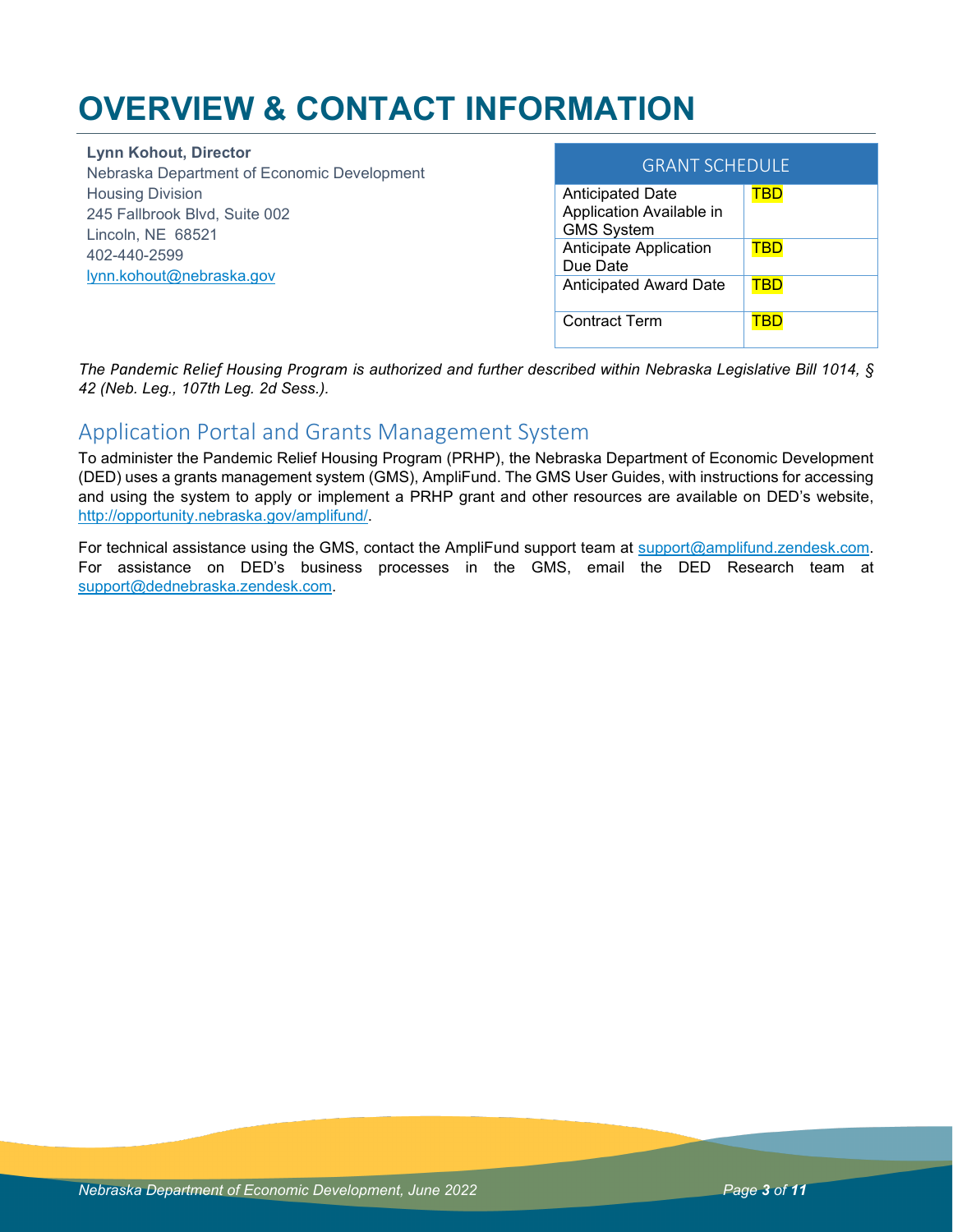# OVERVIEW & CONTACT INFORMATION

**Lynn Kohout, Director**
Nebraska Department of Economic Development
Housing Division
245 Fallbrook Blvd, Suite 002
Lincoln, NE 68521
402-440-2599
lynn.kohout@nebraska.gov

| GRANT SCHEDULE | |
|---|---|
| Anticipated Date Application Available in GMS System | TBD |
| Anticipate Application Due Date | TBD |
| Anticipated Award Date | TBD |
| Contract Term | TBD |

*The Pandemic Relief Housing Program is authorized and further described within Nebraska Legislative Bill 1014, § 42 (Neb. Leg., 107th Leg. 2d Sess.).*

## Application Portal and Grants Management System

To administer the Pandemic Relief Housing Program (PRHP), the Nebraska Department of Economic Development (DED) uses a grants management system (GMS), AmpliFund. The GMS User Guides, with instructions for accessing and using the system to apply or implement a PRHP grant and other resources are available on DED's website, http://opportunity.nebraska.gov/amplifund/.

For technical assistance using the GMS, contact the AmpliFund support team at support@amplifund.zendesk.com. For assistance on DED's business processes in the GMS, email the DED Research team at support@dednebraska.zendesk.com.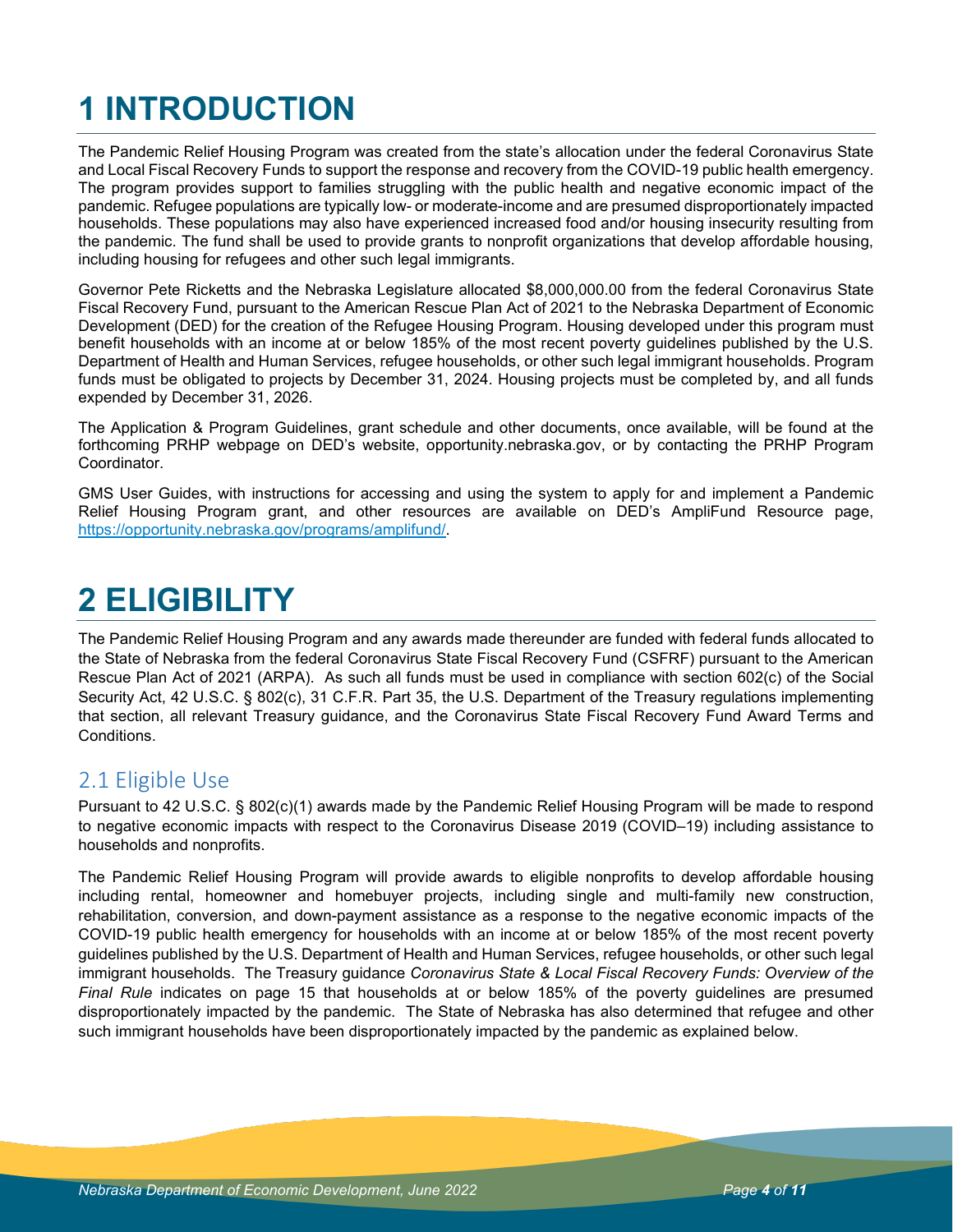# 1 INTRODUCTION

The Pandemic Relief Housing Program was created from the state's allocation under the federal Coronavirus State and Local Fiscal Recovery Funds to support the response and recovery from the COVID-19 public health emergency. The program provides support to families struggling with the public health and negative economic impact of the pandemic. Refugee populations are typically low- or moderate-income and are presumed disproportionately impacted households. These populations may also have experienced increased food and/or housing insecurity resulting from the pandemic. The fund shall be used to provide grants to nonprofit organizations that develop affordable housing, including housing for refugees and other such legal immigrants.

Governor Pete Ricketts and the Nebraska Legislature allocated $8,000,000.00 from the federal Coronavirus State Fiscal Recovery Fund, pursuant to the American Rescue Plan Act of 2021 to the Nebraska Department of Economic Development (DED) for the creation of the Refugee Housing Program. Housing developed under this program must benefit households with an income at or below 185% of the most recent poverty guidelines published by the U.S. Department of Health and Human Services, refugee households, or other such legal immigrant households. Program funds must be obligated to projects by December 31, 2024. Housing projects must be completed by, and all funds expended by December 31, 2026.

The Application & Program Guidelines, grant schedule and other documents, once available, will be found at the forthcoming PRHP webpage on DED's website, opportunity.nebraska.gov, or by contacting the PRHP Program Coordinator.

GMS User Guides, with instructions for accessing and using the system to apply for and implement a Pandemic Relief Housing Program grant, and other resources are available on DED's AmpliFund Resource page, https://opportunity.nebraska.gov/programs/amplifund/.

# 2 ELIGIBILITY

The Pandemic Relief Housing Program and any awards made thereunder are funded with federal funds allocated to the State of Nebraska from the federal Coronavirus State Fiscal Recovery Fund (CSFRF) pursuant to the American Rescue Plan Act of 2021 (ARPA). As such all funds must be used in compliance with section 602(c) of the Social Security Act, 42 U.S.C. § 802(c), 31 C.F.R. Part 35, the U.S. Department of the Treasury regulations implementing that section, all relevant Treasury guidance, and the Coronavirus State Fiscal Recovery Fund Award Terms and Conditions.

## 2.1 Eligible Use

Pursuant to 42 U.S.C. § 802(c)(1) awards made by the Pandemic Relief Housing Program will be made to respond to negative economic impacts with respect to the Coronavirus Disease 2019 (COVID–19) including assistance to households and nonprofits.

The Pandemic Relief Housing Program will provide awards to eligible nonprofits to develop affordable housing including rental, homeowner and homebuyer projects, including single and multi-family new construction, rehabilitation, conversion, and down-payment assistance as a response to the negative economic impacts of the COVID-19 public health emergency for households with an income at or below 185% of the most recent poverty guidelines published by the U.S. Department of Health and Human Services, refugee households, or other such legal immigrant households. The Treasury guidance *Coronavirus State & Local Fiscal Recovery Funds: Overview of the Final Rule* indicates on page 15 that households at or below 185% of the poverty guidelines are presumed disproportionately impacted by the pandemic. The State of Nebraska has also determined that refugee and other such immigrant households have been disproportionately impacted by the pandemic as explained below.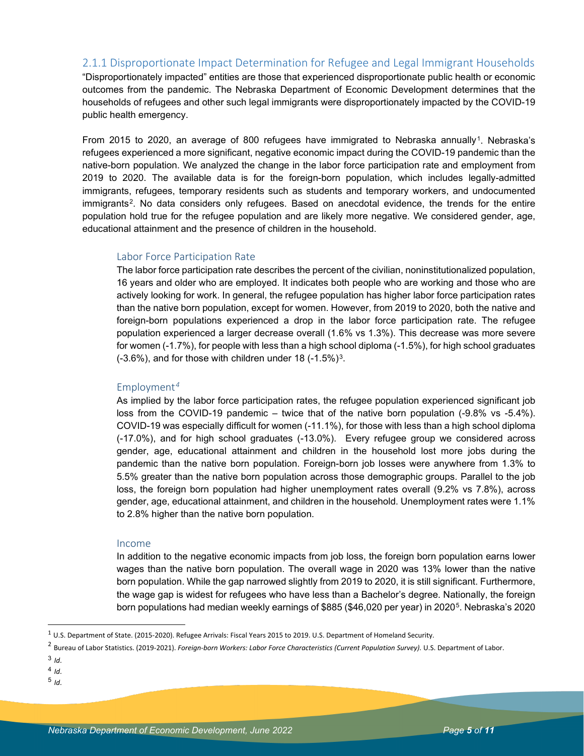### 2.1.1 Disproportionate Impact Determination for Refugee and Legal Immigrant Households

"Disproportionately impacted" entities are those that experienced disproportionate public health or economic outcomes from the pandemic. The Nebraska Department of Economic Development determines that the households of refugees and other such legal immigrants were disproportionately impacted by the COVID-19 public health emergency.

From 2015 to 2020, an average of 800 refugees have immigrated to Nebraska annually[1]. Nebraska's refugees experienced a more significant, negative economic impact during the COVID-19 pandemic than the native-born population. We analyzed the change in the labor force participation rate and employment from 2019 to 2020. The available data is for the foreign-born population, which includes legally-admitted immigrants, refugees, temporary residents such as students and temporary workers, and undocumented immigrants[2]. No data considers only refugees. Based on anecdotal evidence, the trends for the entire population hold true for the refugee population and are likely more negative. We considered gender, age, educational attainment and the presence of children in the household.

#### Labor Force Participation Rate

The labor force participation rate describes the percent of the civilian, noninstitutionalized population, 16 years and older who are employed. It indicates both people who are working and those who are actively looking for work. In general, the refugee population has higher labor force participation rates than the native born population, except for women. However, from 2019 to 2020, both the native and foreign-born populations experienced a drop in the labor force participation rate. The refugee population experienced a larger decrease overall (1.6% vs 1.3%). This decrease was more severe for women (-1.7%), for people with less than a high school diploma (-1.5%), for high school graduates (-3.6%), and for those with children under 18 (-1.5%)[3].

#### Employment[4]

As implied by the labor force participation rates, the refugee population experienced significant job loss from the COVID-19 pandemic – twice that of the native born population (-9.8% vs -5.4%). COVID-19 was especially difficult for women (-11.1%), for those with less than a high school diploma (-17.0%), and for high school graduates (-13.0%). Every refugee group we considered across gender, age, educational attainment and children in the household lost more jobs during the pandemic than the native born population. Foreign-born job losses were anywhere from 1.3% to 5.5% greater than the native born population across those demographic groups. Parallel to the job loss, the foreign born population had higher unemployment rates overall (9.2% vs 7.8%), across gender, age, educational attainment, and children in the household. Unemployment rates were 1.1% to 2.8% higher than the native born population.

#### Income

In addition to the negative economic impacts from job loss, the foreign born population earns lower wages than the native born population. The overall wage in 2020 was 13% lower than the native born population. While the gap narrowed slightly from 2019 to 2020, it is still significant. Furthermore, the wage gap is widest for refugees who have less than a Bachelor's degree. Nationally, the foreign born populations had median weekly earnings of $885 ($46,020 per year) in 2020[5]. Nebraska's 2020

---

[1] U.S. Department of State. (2015-2020). Refugee Arrivals: Fiscal Years 2015 to 2019. U.S. Department of Homeland Security.

[2] Bureau of Labor Statistics. (2019-2021). *Foreign-born Workers: Labor Force Characteristics (Current Population Survey).* U.S. Department of Labor.

[3] *Id*.

[4] *Id*.

[5] *Id*.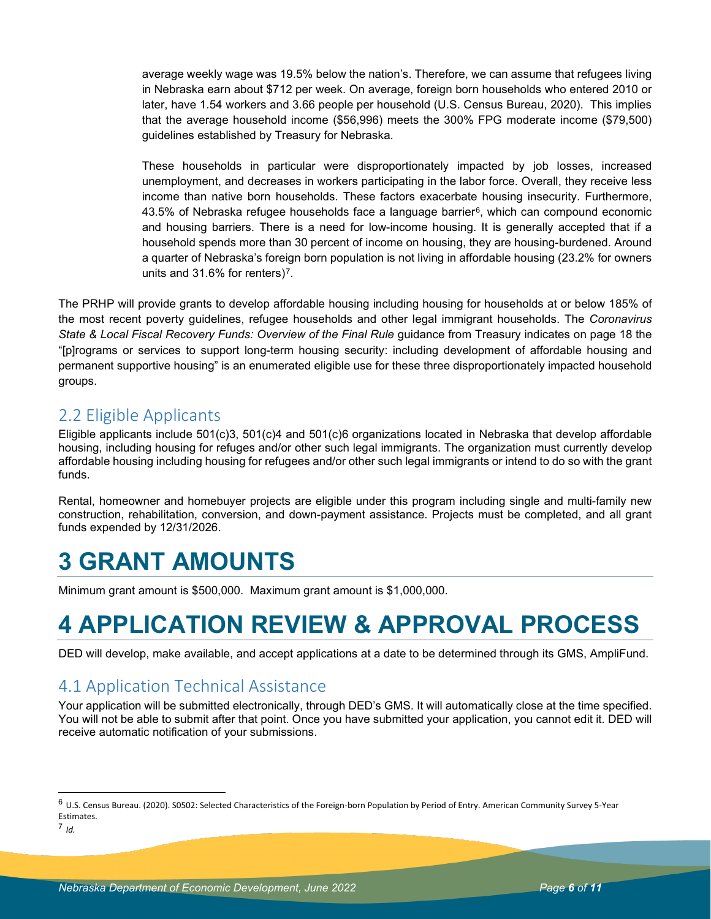average weekly wage was 19.5% below the nation's. Therefore, we can assume that refugees living in Nebraska earn about $712 per week. On average, foreign born households who entered 2010 or later, have 1.54 workers and 3.66 people per household (U.S. Census Bureau, 2020). This implies that the average household income ($56,996) meets the 300% FPG moderate income ($79,500) guidelines established by Treasury for Nebraska.

These households in particular were disproportionately impacted by job losses, increased unemployment, and decreases in workers participating in the labor force. Overall, they receive less income than native born households. These factors exacerbate housing insecurity. Furthermore, 43.5% of Nebraska refugee households face a language barrier[6], which can compound economic and housing barriers. There is a need for low-income housing. It is generally accepted that if a household spends more than 30 percent of income on housing, they are housing-burdened. Around a quarter of Nebraska's foreign born population is not living in affordable housing (23.2% for owners units and 31.6% for renters)[7].

The PRHP will provide grants to develop affordable housing including housing for households at or below 185% of the most recent poverty guidelines, refugee households and other legal immigrant households. The *Coronavirus State & Local Fiscal Recovery Funds: Overview of the Final Rule* guidance from Treasury indicates on page 18 the "[p]rograms or services to support long-term housing security: including development of affordable housing and permanent supportive housing" is an enumerated eligible use for these three disproportionately impacted household groups.

## 2.2 Eligible Applicants

Eligible applicants include 501(c)3, 501(c)4 and 501(c)6 organizations located in Nebraska that develop affordable housing, including housing for refuges and/or other such legal immigrants. The organization must currently develop affordable housing including housing for refugees and/or other such legal immigrants or intend to do so with the grant funds.

Rental, homeowner and homebuyer projects are eligible under this program including single and multi-family new construction, rehabilitation, conversion, and down-payment assistance. Projects must be completed, and all grant funds expended by 12/31/2026.

# 3 GRANT AMOUNTS

Minimum grant amount is $500,000. Maximum grant amount is $1,000,000.

# 4 APPLICATION REVIEW & APPROVAL PROCESS

DED will develop, make available, and accept applications at a date to be determined through its GMS, AmpliFund.

## 4.1 Application Technical Assistance

Your application will be submitted electronically, through DED's GMS. It will automatically close at the time specified. You will not be able to submit after that point. Once you have submitted your application, you cannot edit it. DED will receive automatic notification of your submissions.

---

[6] U.S. Census Bureau. (2020). S0502: Selected Characteristics of the Foreign-born Population by Period of Entry. American Community Survey 5-Year Estimates.

[7] *Id.*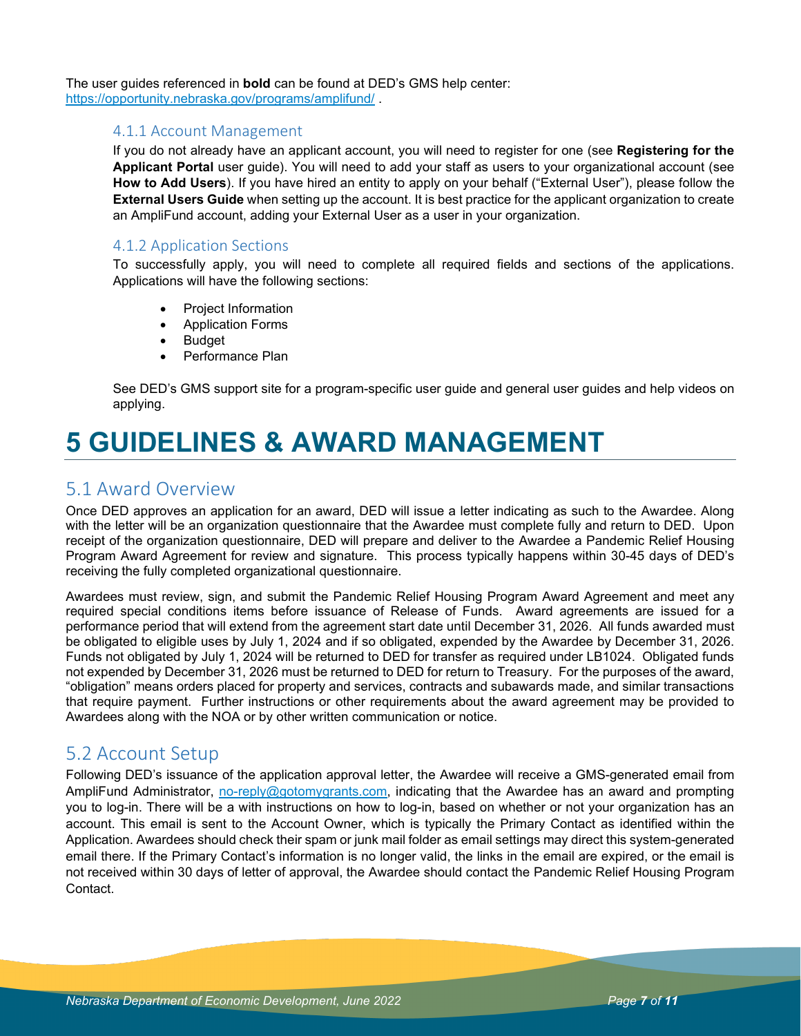The user guides referenced in **bold** can be found at DED's GMS help center: https://opportunity.nebraska.gov/programs/amplifund/ .

### 4.1.1 Account Management

If you do not already have an applicant account, you will need to register for one (see **Registering for the Applicant Portal** user guide). You will need to add your staff as users to your organizational account (see **How to Add Users**). If you have hired an entity to apply on your behalf ("External User"), please follow the **External Users Guide** when setting up the account. It is best practice for the applicant organization to create an AmpliFund account, adding your External User as a user in your organization.

### 4.1.2 Application Sections

To successfully apply, you will need to complete all required fields and sections of the applications. Applications will have the following sections:

- Project Information
- Application Forms
- Budget
- Performance Plan

See DED's GMS support site for a program-specific user guide and general user guides and help videos on applying.

# 5 GUIDELINES & AWARD MANAGEMENT

## 5.1 Award Overview

Once DED approves an application for an award, DED will issue a letter indicating as such to the Awardee. Along with the letter will be an organization questionnaire that the Awardee must complete fully and return to DED. Upon receipt of the organization questionnaire, DED will prepare and deliver to the Awardee a Pandemic Relief Housing Program Award Agreement for review and signature. This process typically happens within 30-45 days of DED's receiving the fully completed organizational questionnaire.

Awardees must review, sign, and submit the Pandemic Relief Housing Program Award Agreement and meet any required special conditions items before issuance of Release of Funds. Award agreements are issued for a performance period that will extend from the agreement start date until December 31, 2026. All funds awarded must be obligated to eligible uses by July 1, 2024 and if so obligated, expended by the Awardee by December 31, 2026. Funds not obligated by July 1, 2024 will be returned to DED for transfer as required under LB1024. Obligated funds not expended by December 31, 2026 must be returned to DED for return to Treasury. For the purposes of the award, "obligation" means orders placed for property and services, contracts and subawards made, and similar transactions that require payment. Further instructions or other requirements about the award agreement may be provided to Awardees along with the NOA or by other written communication or notice.

## 5.2 Account Setup

Following DED's issuance of the application approval letter, the Awardee will receive a GMS-generated email from AmpliFund Administrator, no-reply@gotomygrants.com, indicating that the Awardee has an award and prompting you to log-in. There will be a with instructions on how to log-in, based on whether or not your organization has an account. This email is sent to the Account Owner, which is typically the Primary Contact as identified within the Application. Awardees should check their spam or junk mail folder as email settings may direct this system-generated email there. If the Primary Contact's information is no longer valid, the links in the email are expired, or the email is not received within 30 days of letter of approval, the Awardee should contact the Pandemic Relief Housing Program Contact.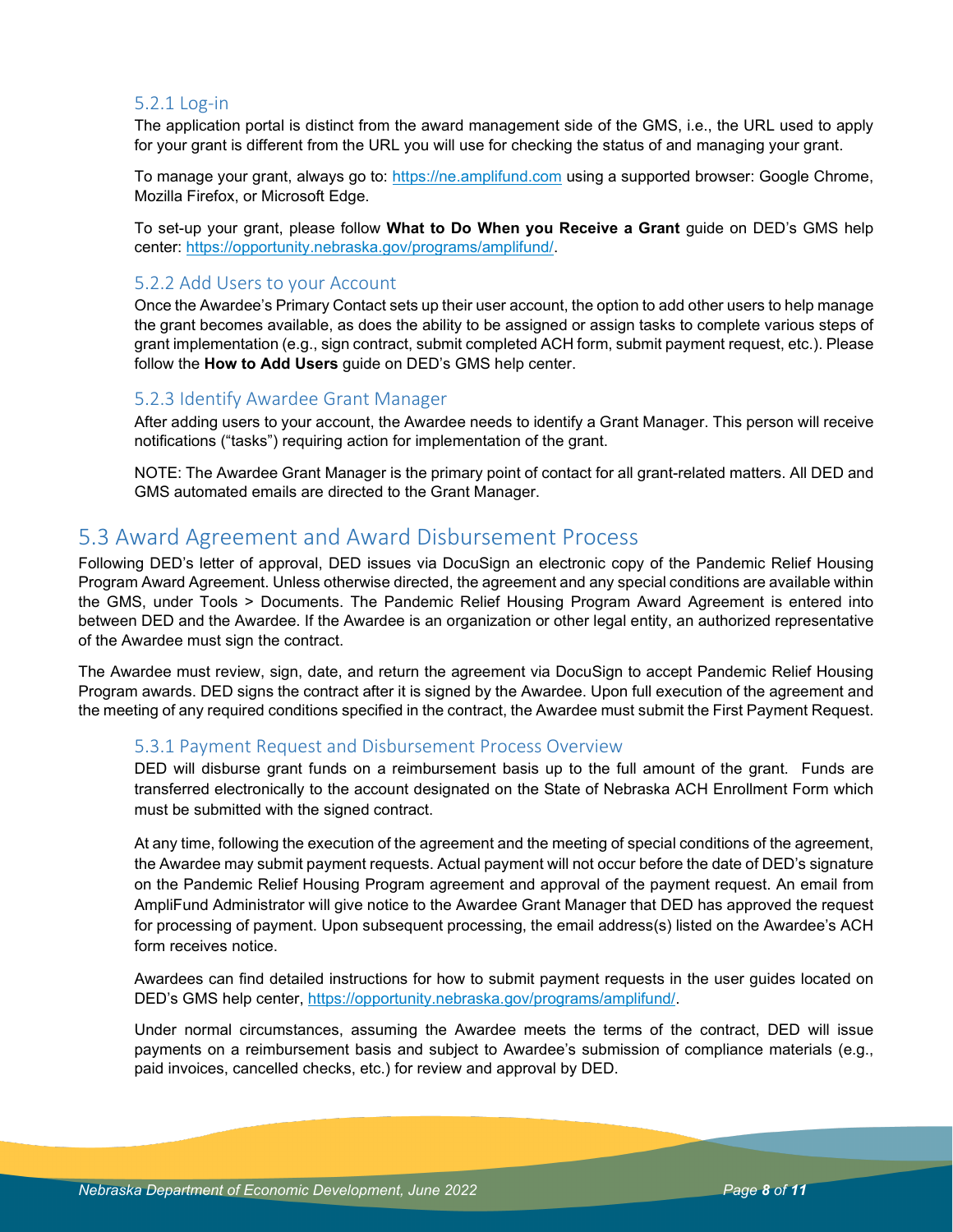### 5.2.1 Log-in

The application portal is distinct from the award management side of the GMS, i.e., the URL used to apply for your grant is different from the URL you will use for checking the status of and managing your grant.

To manage your grant, always go to: https://ne.amplifund.com using a supported browser: Google Chrome, Mozilla Firefox, or Microsoft Edge.

To set-up your grant, please follow **What to Do When you Receive a Grant** guide on DED's GMS help center: https://opportunity.nebraska.gov/programs/amplifund/.

### 5.2.2 Add Users to your Account

Once the Awardee's Primary Contact sets up their user account, the option to add other users to help manage the grant becomes available, as does the ability to be assigned or assign tasks to complete various steps of grant implementation (e.g., sign contract, submit completed ACH form, submit payment request, etc.). Please follow the **How to Add Users** guide on DED's GMS help center.

### 5.2.3 Identify Awardee Grant Manager

After adding users to your account, the Awardee needs to identify a Grant Manager. This person will receive notifications ("tasks") requiring action for implementation of the grant.

NOTE: The Awardee Grant Manager is the primary point of contact for all grant-related matters. All DED and GMS automated emails are directed to the Grant Manager.

## 5.3 Award Agreement and Award Disbursement Process

Following DED's letter of approval, DED issues via DocuSign an electronic copy of the Pandemic Relief Housing Program Award Agreement. Unless otherwise directed, the agreement and any special conditions are available within the GMS, under Tools > Documents. The Pandemic Relief Housing Program Award Agreement is entered into between DED and the Awardee. If the Awardee is an organization or other legal entity, an authorized representative of the Awardee must sign the contract.

The Awardee must review, sign, date, and return the agreement via DocuSign to accept Pandemic Relief Housing Program awards. DED signs the contract after it is signed by the Awardee. Upon full execution of the agreement and the meeting of any required conditions specified in the contract, the Awardee must submit the First Payment Request.

### 5.3.1 Payment Request and Disbursement Process Overview

DED will disburse grant funds on a reimbursement basis up to the full amount of the grant. Funds are transferred electronically to the account designated on the State of Nebraska ACH Enrollment Form which must be submitted with the signed contract.

At any time, following the execution of the agreement and the meeting of special conditions of the agreement, the Awardee may submit payment requests. Actual payment will not occur before the date of DED's signature on the Pandemic Relief Housing Program agreement and approval of the payment request. An email from AmpliFund Administrator will give notice to the Awardee Grant Manager that DED has approved the request for processing of payment. Upon subsequent processing, the email address(s) listed on the Awardee's ACH form receives notice.

Awardees can find detailed instructions for how to submit payment requests in the user guides located on DED's GMS help center, https://opportunity.nebraska.gov/programs/amplifund/.

Under normal circumstances, assuming the Awardee meets the terms of the contract, DED will issue payments on a reimbursement basis and subject to Awardee's submission of compliance materials (e.g., paid invoices, cancelled checks, etc.) for review and approval by DED.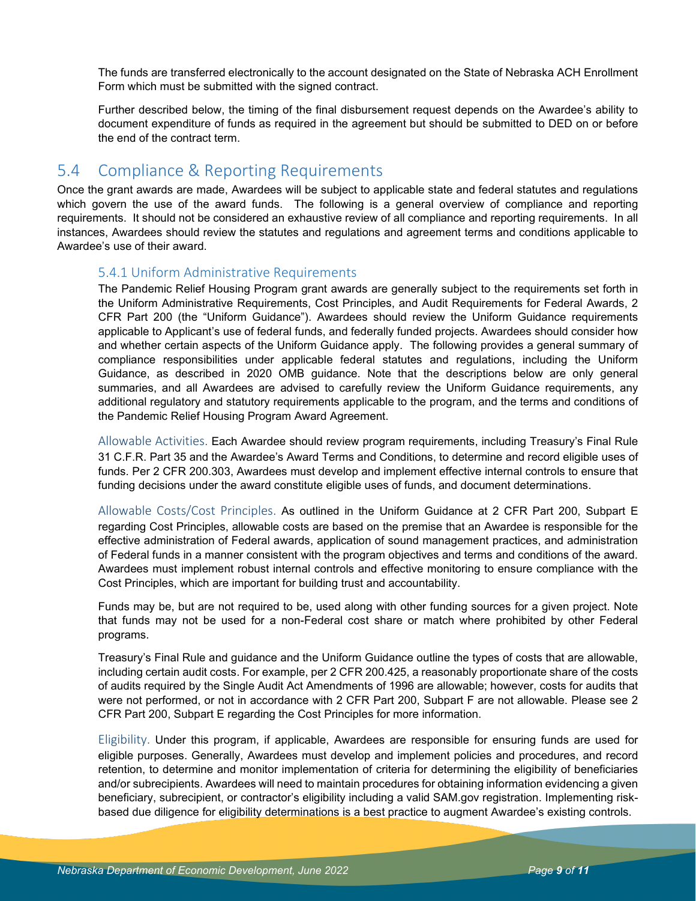The funds are transferred electronically to the account designated on the State of Nebraska ACH Enrollment Form which must be submitted with the signed contract.

Further described below, the timing of the final disbursement request depends on the Awardee's ability to document expenditure of funds as required in the agreement but should be submitted to DED on or before the end of the contract term.

## 5.4 Compliance & Reporting Requirements

Once the grant awards are made, Awardees will be subject to applicable state and federal statutes and regulations which govern the use of the award funds. The following is a general overview of compliance and reporting requirements. It should not be considered an exhaustive review of all compliance and reporting requirements. In all instances, Awardees should review the statutes and regulations and agreement terms and conditions applicable to Awardee's use of their award.

### 5.4.1 Uniform Administrative Requirements

The Pandemic Relief Housing Program grant awards are generally subject to the requirements set forth in the Uniform Administrative Requirements, Cost Principles, and Audit Requirements for Federal Awards, 2 CFR Part 200 (the "Uniform Guidance"). Awardees should review the Uniform Guidance requirements applicable to Applicant's use of federal funds, and federally funded projects. Awardees should consider how and whether certain aspects of the Uniform Guidance apply. The following provides a general summary of compliance responsibilities under applicable federal statutes and regulations, including the Uniform Guidance, as described in 2020 OMB guidance. Note that the descriptions below are only general summaries, and all Awardees are advised to carefully review the Uniform Guidance requirements, any additional regulatory and statutory requirements applicable to the program, and the terms and conditions of the Pandemic Relief Housing Program Award Agreement.

Allowable Activities. Each Awardee should review program requirements, including Treasury's Final Rule 31 C.F.R. Part 35 and the Awardee's Award Terms and Conditions, to determine and record eligible uses of funds. Per 2 CFR 200.303, Awardees must develop and implement effective internal controls to ensure that funding decisions under the award constitute eligible uses of funds, and document determinations.

Allowable Costs/Cost Principles. As outlined in the Uniform Guidance at 2 CFR Part 200, Subpart E regarding Cost Principles, allowable costs are based on the premise that an Awardee is responsible for the effective administration of Federal awards, application of sound management practices, and administration of Federal funds in a manner consistent with the program objectives and terms and conditions of the award. Awardees must implement robust internal controls and effective monitoring to ensure compliance with the Cost Principles, which are important for building trust and accountability.

Funds may be, but are not required to be, used along with other funding sources for a given project. Note that funds may not be used for a non-Federal cost share or match where prohibited by other Federal programs.

Treasury's Final Rule and guidance and the Uniform Guidance outline the types of costs that are allowable, including certain audit costs. For example, per 2 CFR 200.425, a reasonably proportionate share of the costs of audits required by the Single Audit Act Amendments of 1996 are allowable; however, costs for audits that were not performed, or not in accordance with 2 CFR Part 200, Subpart F are not allowable. Please see 2 CFR Part 200, Subpart E regarding the Cost Principles for more information.

Eligibility. Under this program, if applicable, Awardees are responsible for ensuring funds are used for eligible purposes. Generally, Awardees must develop and implement policies and procedures, and record retention, to determine and monitor implementation of criteria for determining the eligibility of beneficiaries and/or subrecipients. Awardees will need to maintain procedures for obtaining information evidencing a given beneficiary, subrecipient, or contractor's eligibility including a valid SAM.gov registration. Implementing risk-based due diligence for eligibility determinations is a best practice to augment Awardee's existing controls.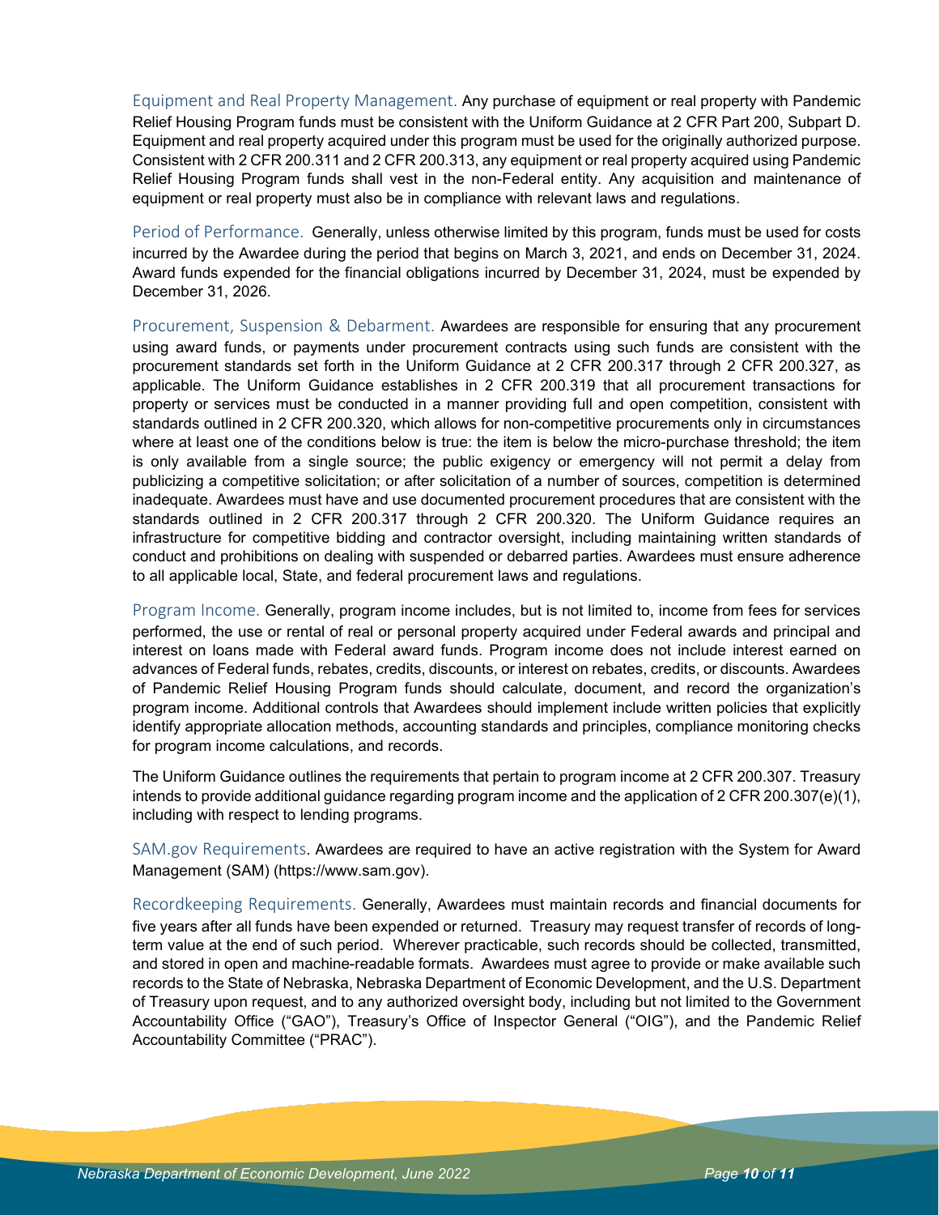Equipment and Real Property Management. Any purchase of equipment or real property with Pandemic Relief Housing Program funds must be consistent with the Uniform Guidance at 2 CFR Part 200, Subpart D. Equipment and real property acquired under this program must be used for the originally authorized purpose. Consistent with 2 CFR 200.311 and 2 CFR 200.313, any equipment or real property acquired using Pandemic Relief Housing Program funds shall vest in the non-Federal entity. Any acquisition and maintenance of equipment or real property must also be in compliance with relevant laws and regulations.

Period of Performance. Generally, unless otherwise limited by this program, funds must be used for costs incurred by the Awardee during the period that begins on March 3, 2021, and ends on December 31, 2024. Award funds expended for the financial obligations incurred by December 31, 2024, must be expended by December 31, 2026.

Procurement, Suspension & Debarment. Awardees are responsible for ensuring that any procurement using award funds, or payments under procurement contracts using such funds are consistent with the procurement standards set forth in the Uniform Guidance at 2 CFR 200.317 through 2 CFR 200.327, as applicable. The Uniform Guidance establishes in 2 CFR 200.319 that all procurement transactions for property or services must be conducted in a manner providing full and open competition, consistent with standards outlined in 2 CFR 200.320, which allows for non-competitive procurements only in circumstances where at least one of the conditions below is true: the item is below the micro-purchase threshold; the item is only available from a single source; the public exigency or emergency will not permit a delay from publicizing a competitive solicitation; or after solicitation of a number of sources, competition is determined inadequate. Awardees must have and use documented procurement procedures that are consistent with the standards outlined in 2 CFR 200.317 through 2 CFR 200.320. The Uniform Guidance requires an infrastructure for competitive bidding and contractor oversight, including maintaining written standards of conduct and prohibitions on dealing with suspended or debarred parties. Awardees must ensure adherence to all applicable local, State, and federal procurement laws and regulations.

Program Income. Generally, program income includes, but is not limited to, income from fees for services performed, the use or rental of real or personal property acquired under Federal awards and principal and interest on loans made with Federal award funds. Program income does not include interest earned on advances of Federal funds, rebates, credits, discounts, or interest on rebates, credits, or discounts. Awardees of Pandemic Relief Housing Program funds should calculate, document, and record the organization's program income. Additional controls that Awardees should implement include written policies that explicitly identify appropriate allocation methods, accounting standards and principles, compliance monitoring checks for program income calculations, and records.

The Uniform Guidance outlines the requirements that pertain to program income at 2 CFR 200.307. Treasury intends to provide additional guidance regarding program income and the application of 2 CFR 200.307(e)(1), including with respect to lending programs.

SAM.gov Requirements. Awardees are required to have an active registration with the System for Award Management (SAM) (https://www.sam.gov).

Recordkeeping Requirements. Generally, Awardees must maintain records and financial documents for five years after all funds have been expended or returned. Treasury may request transfer of records of long-term value at the end of such period. Wherever practicable, such records should be collected, transmitted, and stored in open and machine-readable formats. Awardees must agree to provide or make available such records to the State of Nebraska, Nebraska Department of Economic Development, and the U.S. Department of Treasury upon request, and to any authorized oversight body, including but not limited to the Government Accountability Office ("GAO"), Treasury's Office of Inspector General ("OIG"), and the Pandemic Relief Accountability Committee ("PRAC").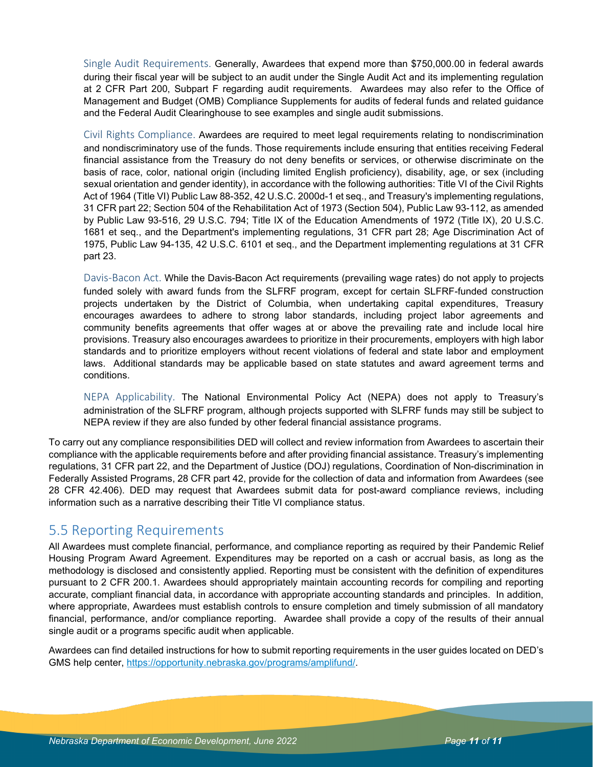Single Audit Requirements. Generally, Awardees that expend more than $750,000.00 in federal awards during their fiscal year will be subject to an audit under the Single Audit Act and its implementing regulation at 2 CFR Part 200, Subpart F regarding audit requirements. Awardees may also refer to the Office of Management and Budget (OMB) Compliance Supplements for audits of federal funds and related guidance and the Federal Audit Clearinghouse to see examples and single audit submissions.

Civil Rights Compliance. Awardees are required to meet legal requirements relating to nondiscrimination and nondiscriminatory use of the funds. Those requirements include ensuring that entities receiving Federal financial assistance from the Treasury do not deny benefits or services, or otherwise discriminate on the basis of race, color, national origin (including limited English proficiency), disability, age, or sex (including sexual orientation and gender identity), in accordance with the following authorities: Title VI of the Civil Rights Act of 1964 (Title VI) Public Law 88-352, 42 U.S.C. 2000d-1 et seq., and Treasury's implementing regulations, 31 CFR part 22; Section 504 of the Rehabilitation Act of 1973 (Section 504), Public Law 93-112, as amended by Public Law 93-516, 29 U.S.C. 794; Title IX of the Education Amendments of 1972 (Title IX), 20 U.S.C. 1681 et seq., and the Department's implementing regulations, 31 CFR part 28; Age Discrimination Act of 1975, Public Law 94-135, 42 U.S.C. 6101 et seq., and the Department implementing regulations at 31 CFR part 23.

Davis-Bacon Act. While the Davis-Bacon Act requirements (prevailing wage rates) do not apply to projects funded solely with award funds from the SLFRF program, except for certain SLFRF-funded construction projects undertaken by the District of Columbia, when undertaking capital expenditures, Treasury encourages awardees to adhere to strong labor standards, including project labor agreements and community benefits agreements that offer wages at or above the prevailing rate and include local hire provisions. Treasury also encourages awardees to prioritize in their procurements, employers with high labor standards and to prioritize employers without recent violations of federal and state labor and employment laws. Additional standards may be applicable based on state statutes and award agreement terms and conditions.

NEPA Applicability. The National Environmental Policy Act (NEPA) does not apply to Treasury's administration of the SLFRF program, although projects supported with SLFRF funds may still be subject to NEPA review if they are also funded by other federal financial assistance programs.

To carry out any compliance responsibilities DED will collect and review information from Awardees to ascertain their compliance with the applicable requirements before and after providing financial assistance. Treasury's implementing regulations, 31 CFR part 22, and the Department of Justice (DOJ) regulations, Coordination of Non-discrimination in Federally Assisted Programs, 28 CFR part 42, provide for the collection of data and information from Awardees (see 28 CFR 42.406). DED may request that Awardees submit data for post-award compliance reviews, including information such as a narrative describing their Title VI compliance status.

## 5.5 Reporting Requirements

All Awardees must complete financial, performance, and compliance reporting as required by their Pandemic Relief Housing Program Award Agreement. Expenditures may be reported on a cash or accrual basis, as long as the methodology is disclosed and consistently applied. Reporting must be consistent with the definition of expenditures pursuant to 2 CFR 200.1. Awardees should appropriately maintain accounting records for compiling and reporting accurate, compliant financial data, in accordance with appropriate accounting standards and principles. In addition, where appropriate, Awardees must establish controls to ensure completion and timely submission of all mandatory financial, performance, and/or compliance reporting. Awardee shall provide a copy of the results of their annual single audit or a programs specific audit when applicable.

Awardees can find detailed instructions for how to submit reporting requirements in the user guides located on DED's GMS help center, https://opportunity.nebraska.gov/programs/amplifund/.